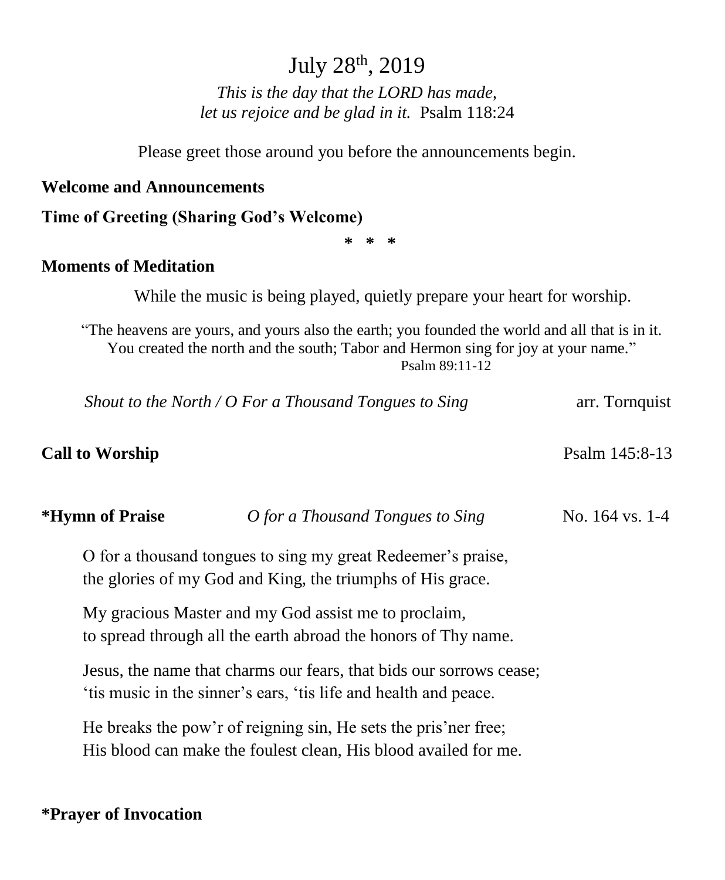# July 28th, 2019

*This is the day that the LORD has made,*
*let us rejoice and be glad in it.* Psalm 118:24

Please greet those around you before the announcements begin.

**Welcome and Announcements**

**Time of Greeting (Sharing God's Welcome)**

\* \* \*

**Moments of Meditation**

While the music is being played, quietly prepare your heart for worship.

"The heavens are yours, and yours also the earth; you founded the world and all that is in it. You created the north and the south; Tabor and Hermon sing for joy at your name."
Psalm 89:11-12

*Shout to the North / O For a Thousand Tongues to Sing* arr. Tornquist

**Call to Worship** Psalm 145:8-13

**\*Hymn of Praise** *O for a Thousand Tongues to Sing* No. 164 vs. 1-4

O for a thousand tongues to sing my great Redeemer's praise,
the glories of my God and King, the triumphs of His grace.

My gracious Master and my God assist me to proclaim,
to spread through all the earth abroad the honors of Thy name.

Jesus, the name that charms our fears, that bids our sorrows cease;
'tis music in the sinner's ears, 'tis life and health and peace.

He breaks the pow'r of reigning sin, He sets the pris'ner free;
His blood can make the foulest clean, His blood availed for me.

**\*Prayer of Invocation**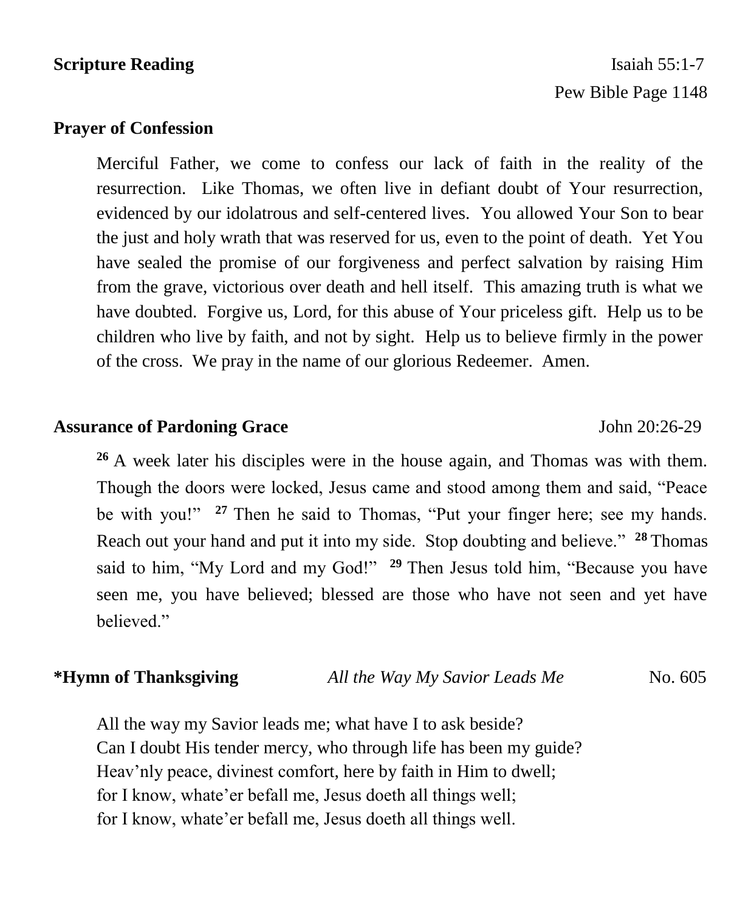**Scripture Reading** Isaiah 55:1-7

Pew Bible Page 1148

**Prayer of Confession**

Merciful Father, we come to confess our lack of faith in the reality of the resurrection. Like Thomas, we often live in defiant doubt of Your resurrection, evidenced by our idolatrous and self-centered lives. You allowed Your Son to bear the just and holy wrath that was reserved for us, even to the point of death. Yet You have sealed the promise of our forgiveness and perfect salvation by raising Him from the grave, victorious over death and hell itself. This amazing truth is what we have doubted. Forgive us, Lord, for this abuse of Your priceless gift. Help us to be children who live by faith, and not by sight. Help us to believe firmly in the power of the cross. We pray in the name of our glorious Redeemer. Amen.

**Assurance of Pardoning Grace** John 20:26-29

[26] A week later his disciples were in the house again, and Thomas was with them. Though the doors were locked, Jesus came and stood among them and said, "Peace be with you!" [27] Then he said to Thomas, "Put your finger here; see my hands. Reach out your hand and put it into my side. Stop doubting and believe." [28] Thomas said to him, "My Lord and my God!" [29] Then Jesus told him, "Because you have seen me, you have believed; blessed are those who have not seen and yet have believed."

**\*Hymn of Thanksgiving** *All the Way My Savior Leads Me* No. 605

All the way my Savior leads me; what have I to ask beside?
Can I doubt His tender mercy, who through life has been my guide?
Heav'nly peace, divinest comfort, here by faith in Him to dwell;
for I know, whate'er befall me, Jesus doeth all things well;
for I know, whate'er befall me, Jesus doeth all things well.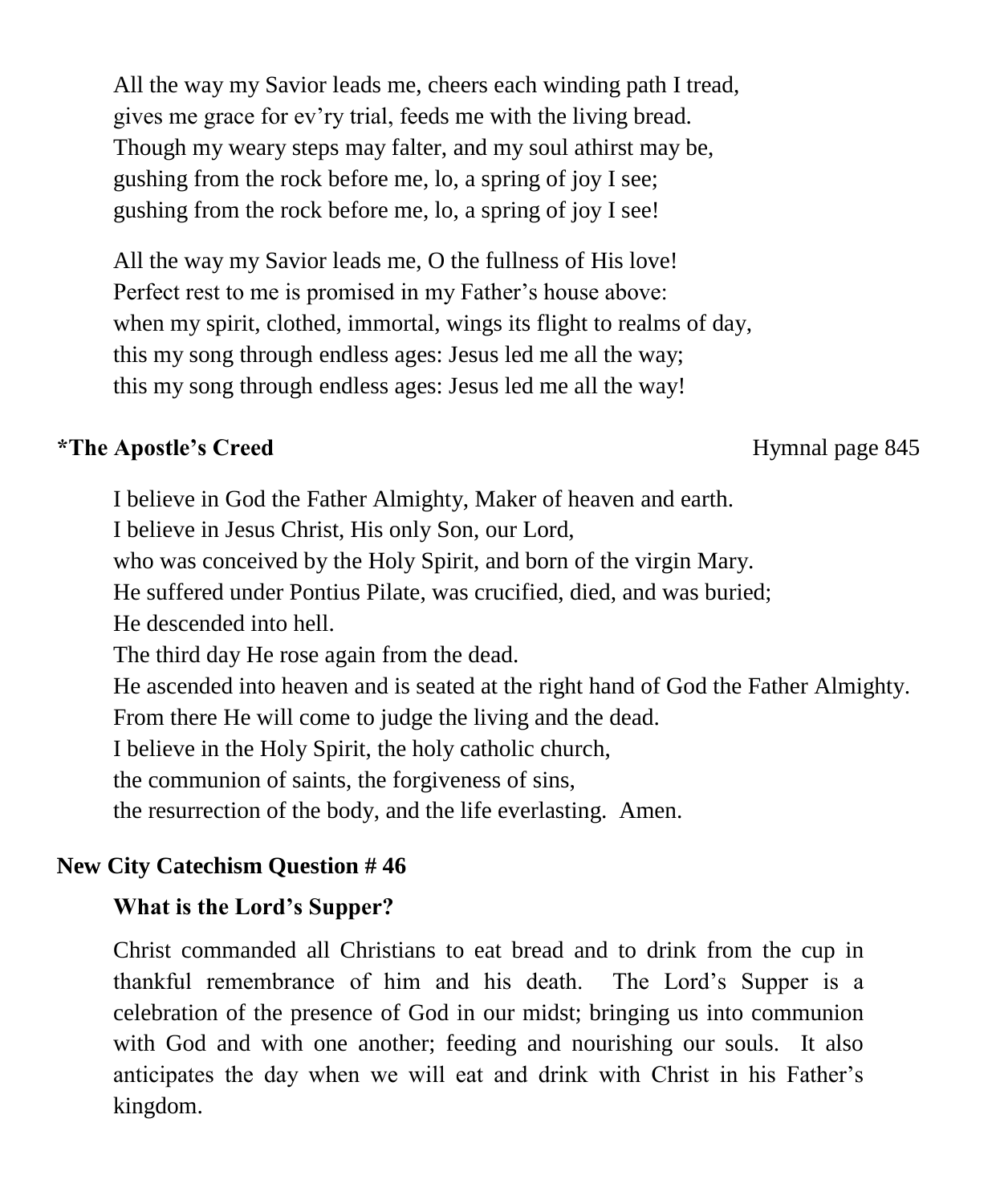All the way my Savior leads me, cheers each winding path I tread,
gives me grace for ev'ry trial, feeds me with the living bread.
Though my weary steps may falter, and my soul athirst may be,
gushing from the rock before me, lo, a spring of joy I see;
gushing from the rock before me, lo, a spring of joy I see!

All the way my Savior leads me, O the fullness of His love!
Perfect rest to me is promised in my Father's house above:
when my spirit, clothed, immortal, wings its flight to realms of day,
this my song through endless ages: Jesus led me all the way;
this my song through endless ages: Jesus led me all the way!

**\*The Apostle's Creed** Hymnal page 845

I believe in God the Father Almighty, Maker of heaven and earth.
I believe in Jesus Christ, His only Son, our Lord,
who was conceived by the Holy Spirit, and born of the virgin Mary.
He suffered under Pontius Pilate, was crucified, died, and was buried;
He descended into hell.
The third day He rose again from the dead.
He ascended into heaven and is seated at the right hand of God the Father Almighty.
From there He will come to judge the living and the dead.
I believe in the Holy Spirit, the holy catholic church,
the communion of saints, the forgiveness of sins,
the resurrection of the body, and the life everlasting. Amen.

**New City Catechism Question # 46**

**What is the Lord's Supper?**

Christ commanded all Christians to eat bread and to drink from the cup in thankful remembrance of him and his death. The Lord's Supper is a celebration of the presence of God in our midst; bringing us into communion with God and with one another; feeding and nourishing our souls. It also anticipates the day when we will eat and drink with Christ in his Father's kingdom.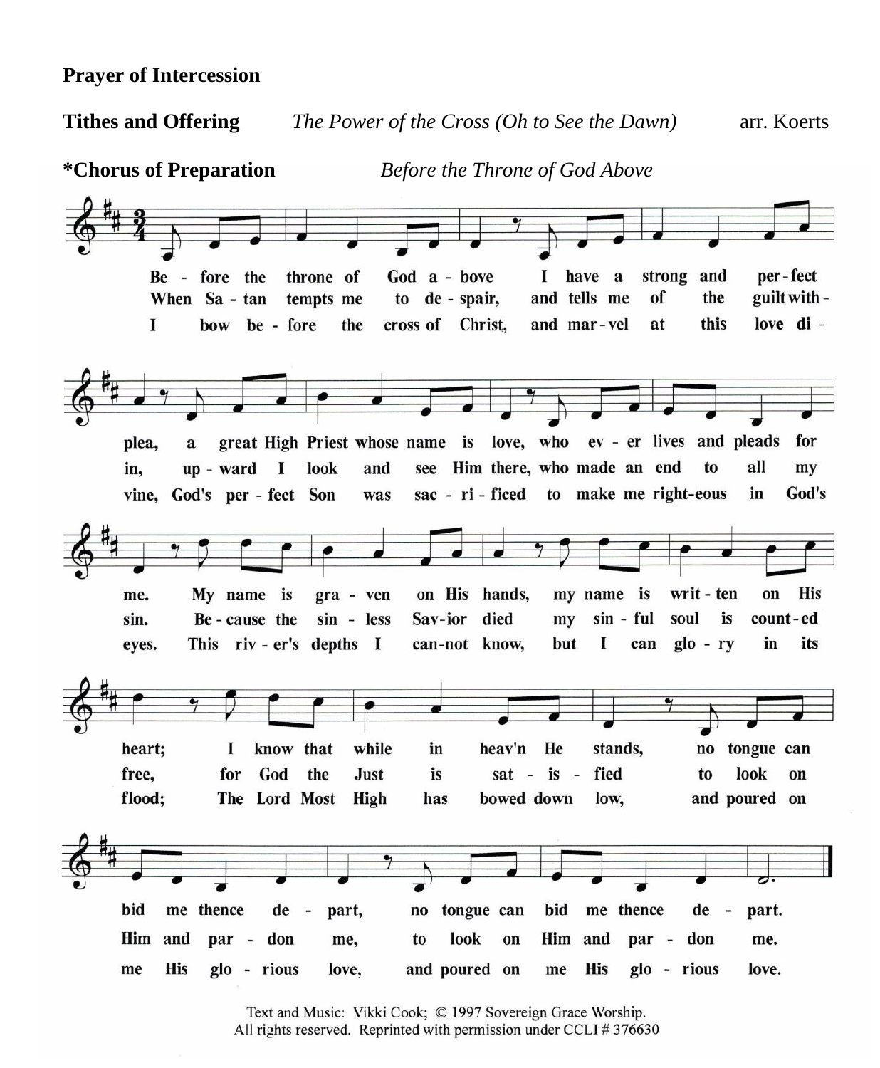**Prayer of Intercession**

**Tithes and Offering** *The Power of the Cross (Oh to See the Dawn)* arr. Koerts

**\*Chorus of Preparation** *Before the Throne of God Above*

1. Before the throne of God above I have a strong and perfect plea, a great High Priest whose name is love, who ever lives and pleads for me. My name is graven on His hands, my name is written on His heart; I know that while in heav'n He stands, no tongue can bid me thence depart, no tongue can bid me thence depart.

2. When Satan tempts me to despair, and tells me of the guilt within, upward I look and see Him there, who made an end to all my sin. Because the sinless Savior died my sinful soul is counted free, for God the Just is satisfied to look on Him and pardon me, to look on Him and pardon me.

3. I bow before the cross of Christ, and marvel at this love divine, God's perfect Son was sacrificed to make me righteous in God's eyes. This river's depths I cannot know, but I can glory in its flood; The Lord Most High has bowed down low, and poured on me His glorious love, and poured on me His glorious love.

Text and Music: Vikki Cook; © 1997 Sovereign Grace Worship.
All rights reserved. Reprinted with permission under CCLI # 376630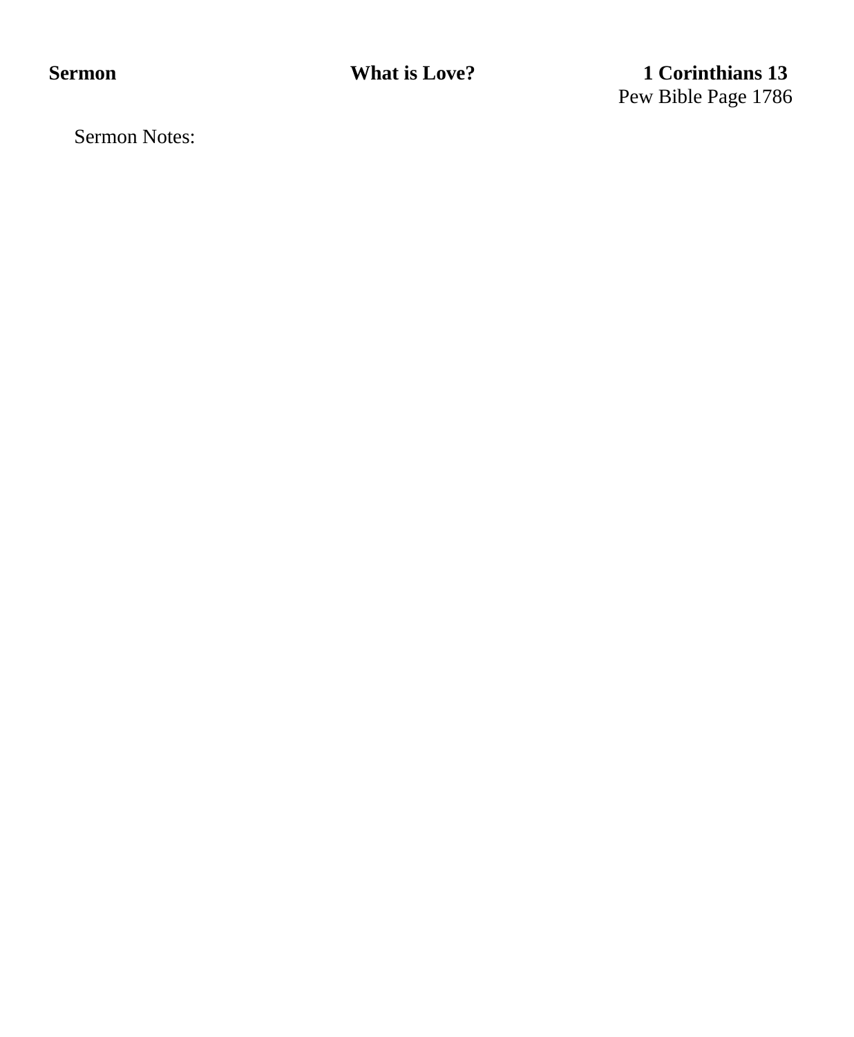**Sermon** **What is Love?** **1 Corinthians 13**

Pew Bible Page 1786

Sermon Notes: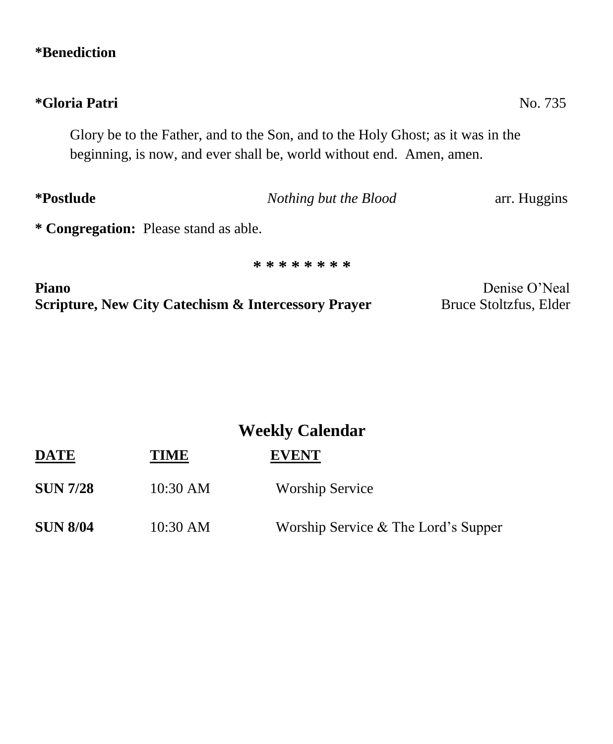**\*Benediction**

**\*Gloria Patri** No. 735

Glory be to the Father, and to the Son, and to the Holy Ghost; as it was in the beginning, is now, and ever shall be, world without end. Amen, amen.

**\*Postlude** *Nothing but the Blood* arr. Huggins

**\* Congregation:** Please stand as able.

\* \* \* \* \* \* \* \*

**Piano** Denise O'Neal
**Scripture, New City Catechism & Intercessory Prayer** Bruce Stoltzfus, Elder

## Weekly Calendar

| DATE | TIME | EVENT |
|---|---|---|
| **SUN 7/28** | 10:30 AM | Worship Service |
| **SUN 8/04** | 10:30 AM | Worship Service & The Lord's Supper |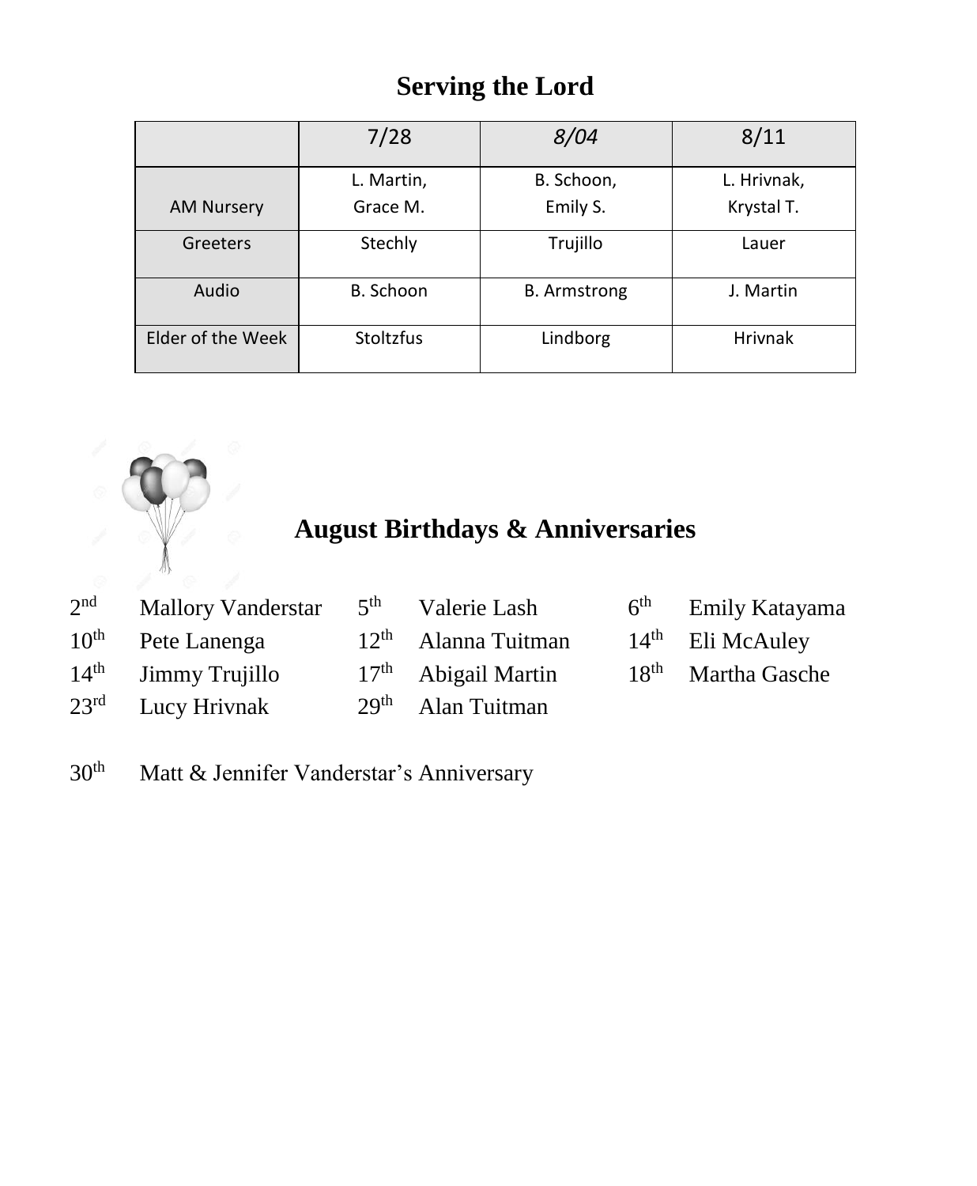## Serving the Lord

| | 7/28 | *8/04* | 8/11 |
|---|---|---|---|
| AM Nursery | L. Martin, Grace M. | B. Schoon, Emily S. | L. Hrivnak, Krystal T. |
| Greeters | Stechly | Trujillo | Lauer |
| Audio | B. Schoon | B. Armstrong | J. Martin |
| Elder of the Week | Stoltzfus | Lindborg | Hrivnak |

## August Birthdays & Anniversaries

2nd Mallory Vanderstar
5th Valerie Lash
6th Emily Katayama
10th Pete Lanenga
12th Alanna Tuitman
14th Eli McAuley
14th Jimmy Trujillo
17th Abigail Martin
18th Martha Gasche
23rd Lucy Hrivnak
29th Alan Tuitman

30th Matt & Jennifer Vanderstar's Anniversary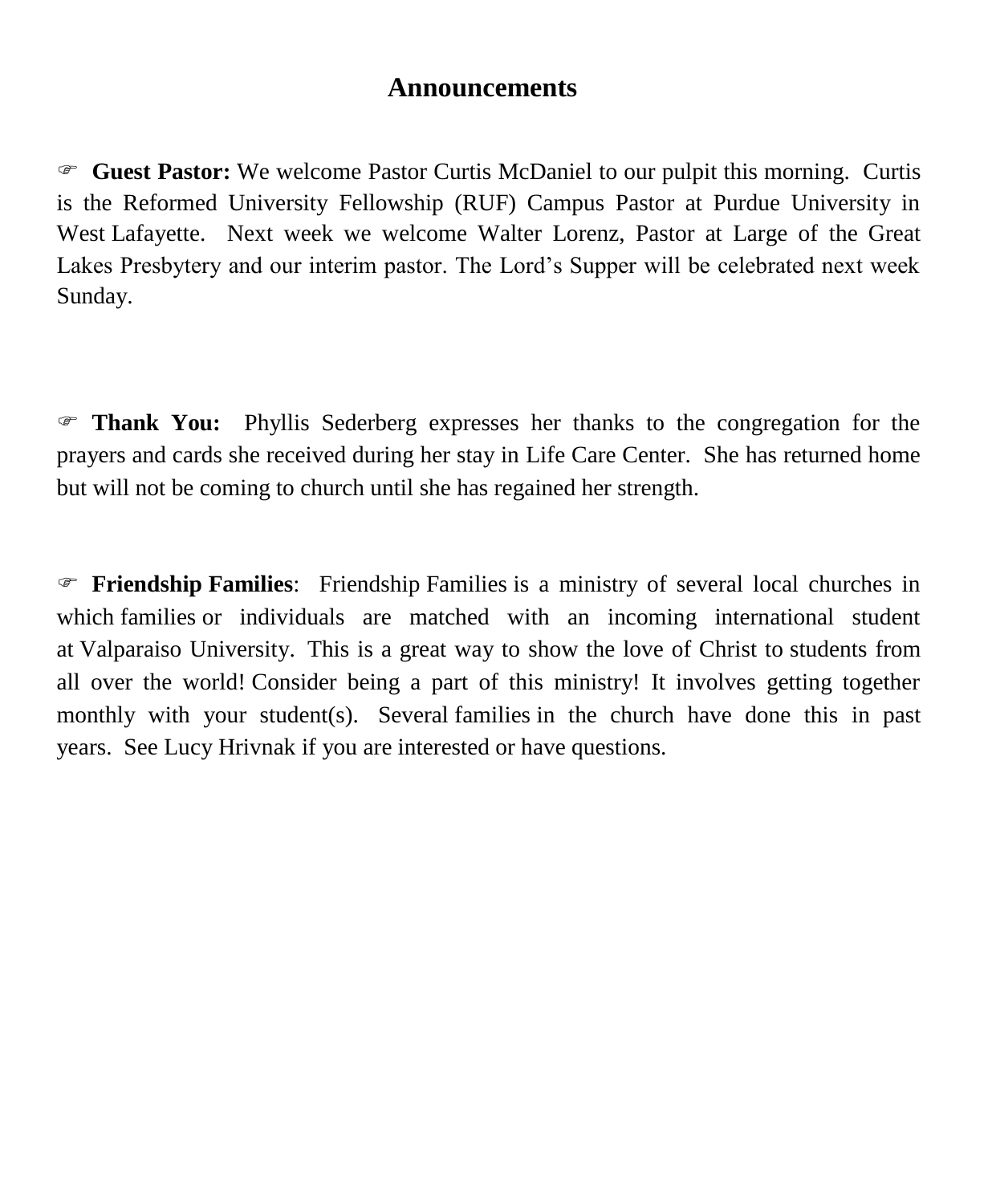# Announcements

☞ **Guest Pastor:** We welcome Pastor Curtis McDaniel to our pulpit this morning. Curtis is the Reformed University Fellowship (RUF) Campus Pastor at Purdue University in West Lafayette. Next week we welcome Walter Lorenz, Pastor at Large of the Great Lakes Presbytery and our interim pastor. The Lord's Supper will be celebrated next week Sunday.

☞ **Thank You:** Phyllis Sederberg expresses her thanks to the congregation for the prayers and cards she received during her stay in Life Care Center. She has returned home but will not be coming to church until she has regained her strength.

☞ **Friendship Families**: Friendship Families is a ministry of several local churches in which families or individuals are matched with an incoming international student at Valparaiso University. This is a great way to show the love of Christ to students from all over the world! Consider being a part of this ministry! It involves getting together monthly with your student(s). Several families in the church have done this in past years. See Lucy Hrivnak if you are interested or have questions.